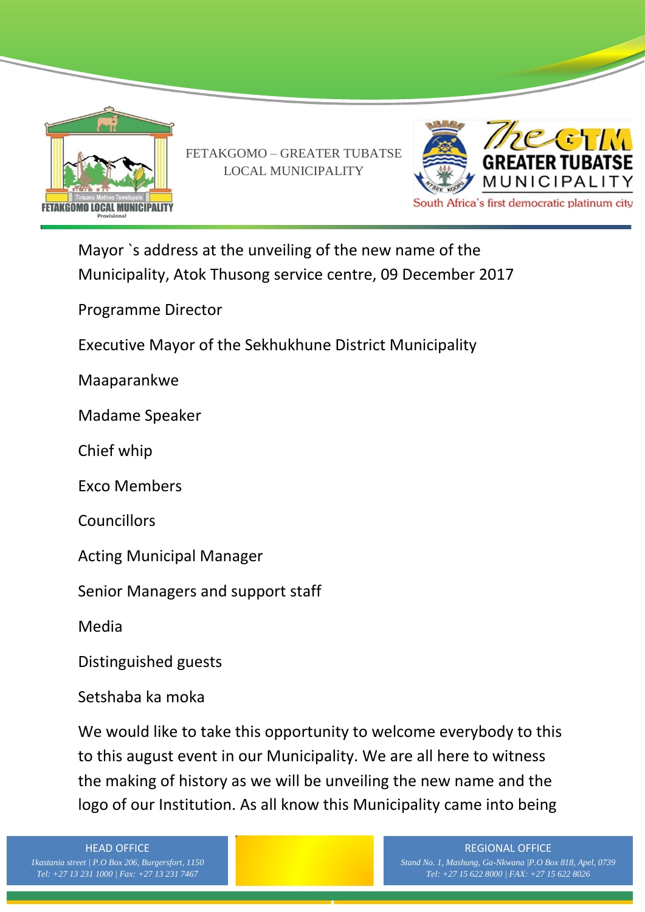FETAKGOMO – GREATER TUBATSE LOCAL MUNICIPALITY

Mayor `s address at the unveiling of the new name of the Municipality, Atok Thusong service centre, 09 December 2017

Programme Director

Executive Mayor of the Sekhukhune District Municipality

Maaparankwe

Madame Speaker

Chief whip

Exco Members

Councillors

Acting Municipal Manager

Senior Managers and support staff

Media

Distinguished guests

Setshaba ka moka

We would like to take this opportunity to welcome everybody to this to this august event in our Municipality. We are all here to witness the making of history as we will be unveiling the new name and the logo of our Institution. As all know this Municipality came into being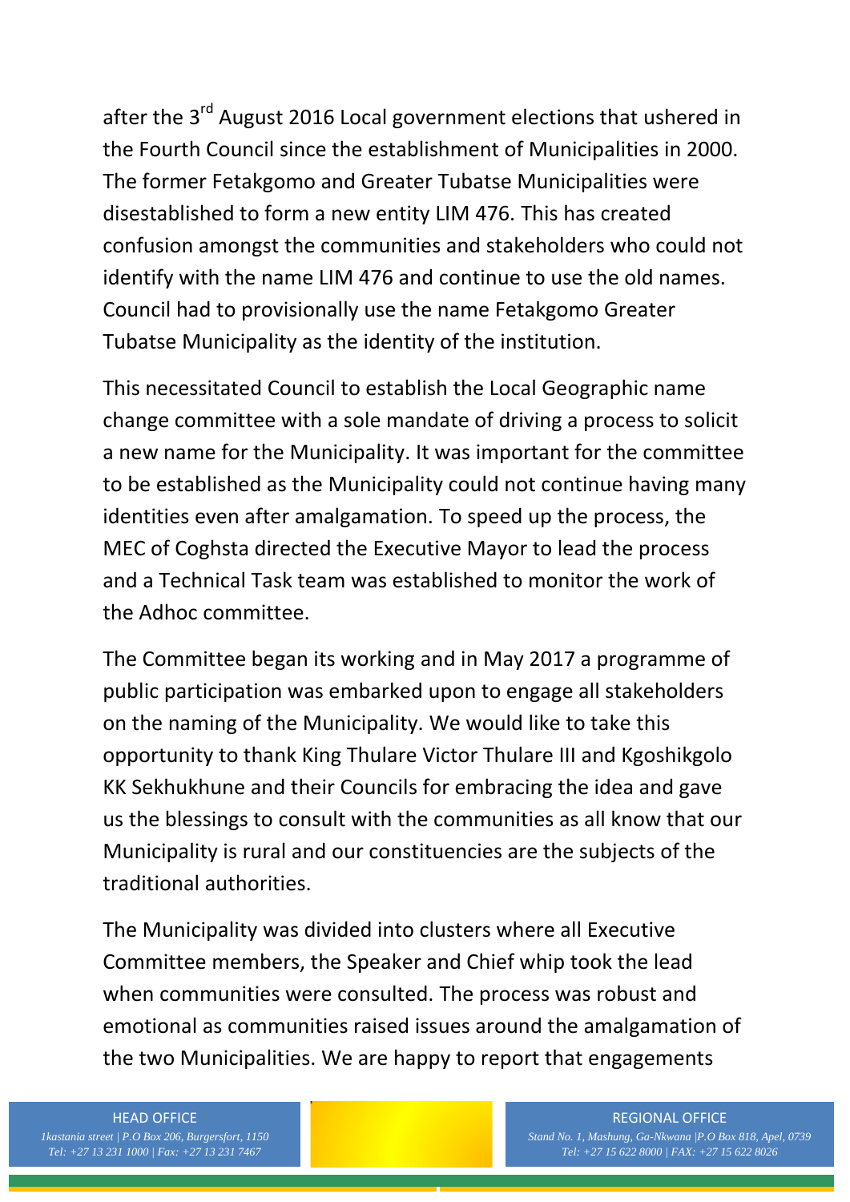after the 3rd August 2016 Local government elections that ushered in the Fourth Council since the establishment of Municipalities in 2000. The former Fetakgomo and Greater Tubatse Municipalities were disestablished to form a new entity LIM 476. This has created confusion amongst the communities and stakeholders who could not identify with the name LIM 476 and continue to use the old names. Council had to provisionally use the name Fetakgomo Greater Tubatse Municipality as the identity of the institution.

This necessitated Council to establish the Local Geographic name change committee with a sole mandate of driving a process to solicit a new name for the Municipality. It was important for the committee to be established as the Municipality could not continue having many identities even after amalgamation. To speed up the process, the MEC of Coghsta directed the Executive Mayor to lead the process and a Technical Task team was established to monitor the work of the Adhoc committee.

The Committee began its working and in May 2017 a programme of public participation was embarked upon to engage all stakeholders on the naming of the Municipality. We would like to take this opportunity to thank King Thulare Victor Thulare III and Kgoshikgolo KK Sekhukhune and their Councils for embracing the idea and gave us the blessings to consult with the communities as all know that our Municipality is rural and our constituencies are the subjects of the traditional authorities.

The Municipality was divided into clusters where all Executive Committee members, the Speaker and Chief whip took the lead when communities were consulted. The process was robust and emotional as communities raised issues around the amalgamation of the two Municipalities. We are happy to report that engagements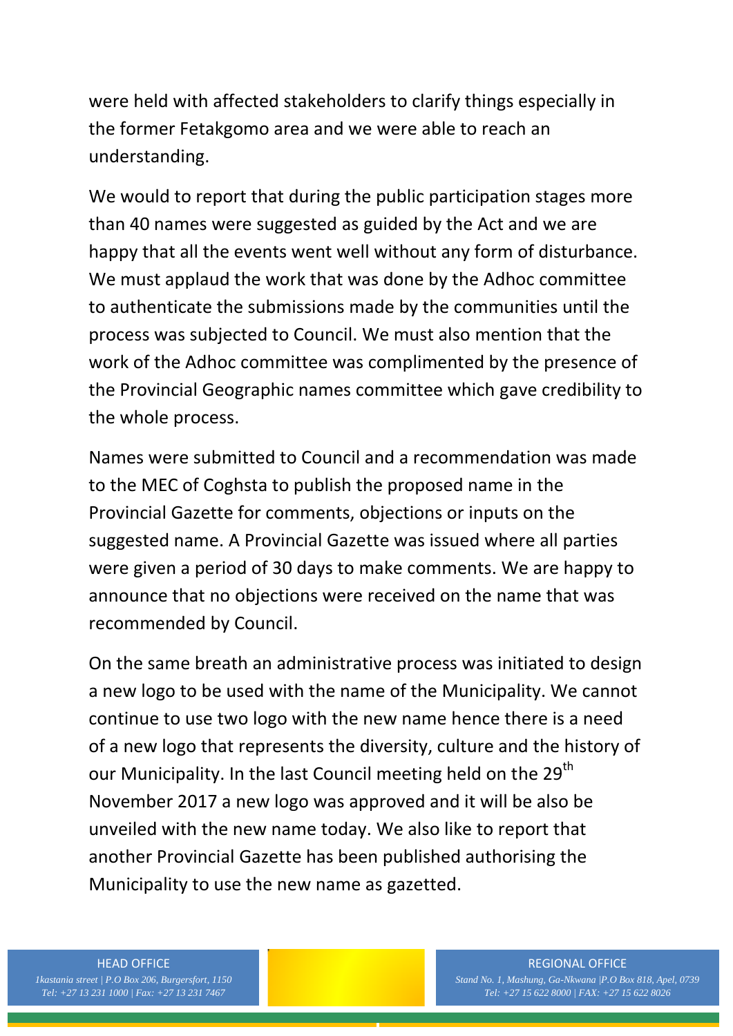were held with affected stakeholders to clarify things especially in the former Fetakgomo area and we were able to reach an understanding.

We would to report that during the public participation stages more than 40 names were suggested as guided by the Act and we are happy that all the events went well without any form of disturbance. We must applaud the work that was done by the Adhoc committee to authenticate the submissions made by the communities until the process was subjected to Council. We must also mention that the work of the Adhoc committee was complimented by the presence of the Provincial Geographic names committee which gave credibility to the whole process.

Names were submitted to Council and a recommendation was made to the MEC of Coghsta to publish the proposed name in the Provincial Gazette for comments, objections or inputs on the suggested name. A Provincial Gazette was issued where all parties were given a period of 30 days to make comments. We are happy to announce that no objections were received on the name that was recommended by Council.

On the same breath an administrative process was initiated to design a new logo to be used with the name of the Municipality. We cannot continue to use two logo with the new name hence there is a need of a new logo that represents the diversity, culture and the history of our Municipality. In the last Council meeting held on the 29th November 2017 a new logo was approved and it will be also be unveiled with the new name today. We also like to report that another Provincial Gazette has been published authorising the Municipality to use the new name as gazetted.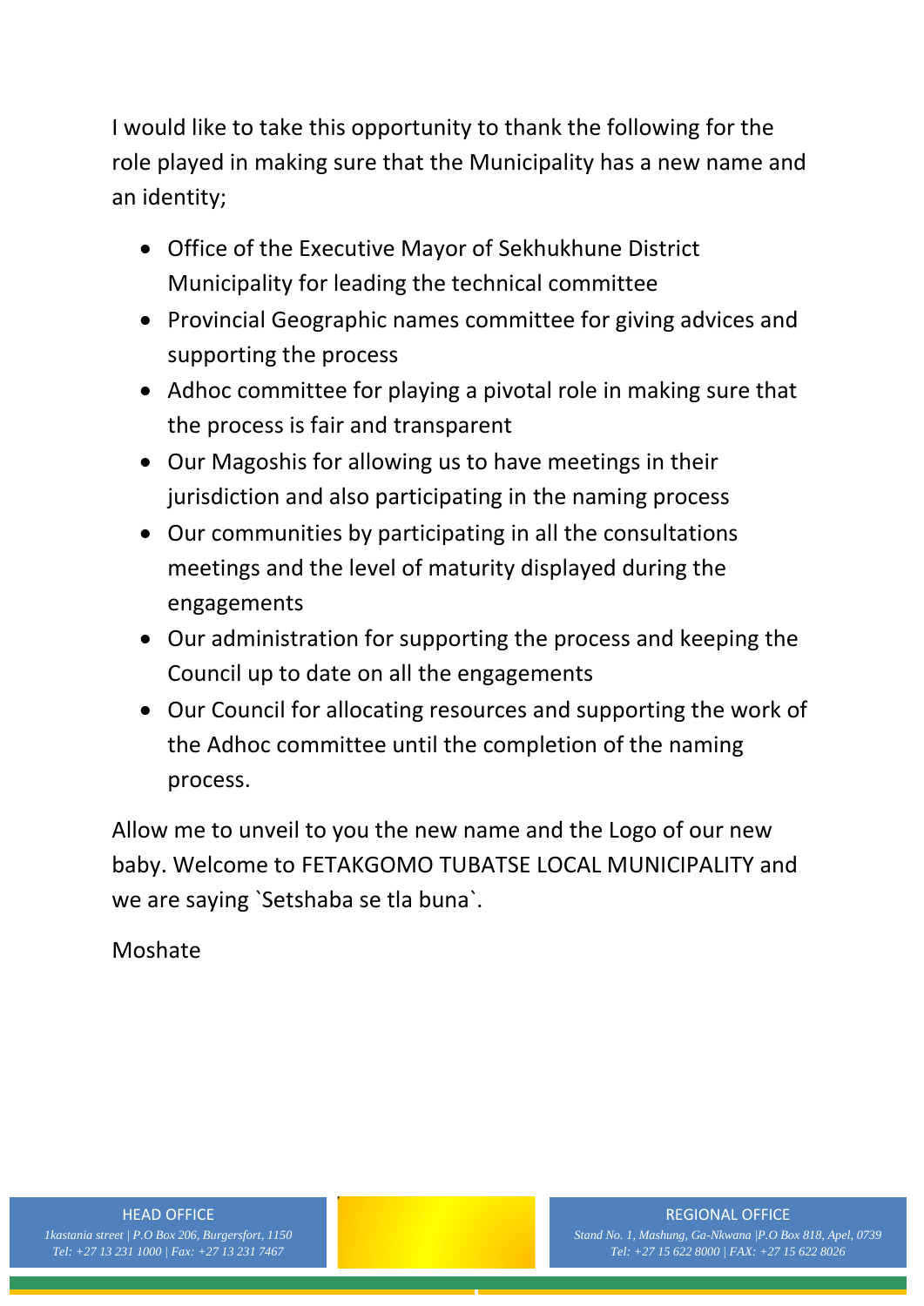I would like to take this opportunity to thank the following for the role played in making sure that the Municipality has a new name and an identity;

- Office of the Executive Mayor of Sekhukhune District Municipality for leading the technical committee
- Provincial Geographic names committee for giving advices and supporting the process
- Adhoc committee for playing a pivotal role in making sure that the process is fair and transparent
- Our Magoshis for allowing us to have meetings in their jurisdiction and also participating in the naming process
- Our communities by participating in all the consultations meetings and the level of maturity displayed during the engagements
- Our administration for supporting the process and keeping the Council up to date on all the engagements
- Our Council for allocating resources and supporting the work of the Adhoc committee until the completion of the naming process.

Allow me to unveil to you the new name and the Logo of our new baby. Welcome to FETAKGOMO TUBATSE LOCAL MUNICIPALITY and we are saying `Setshaba se tla buna`.

Moshate